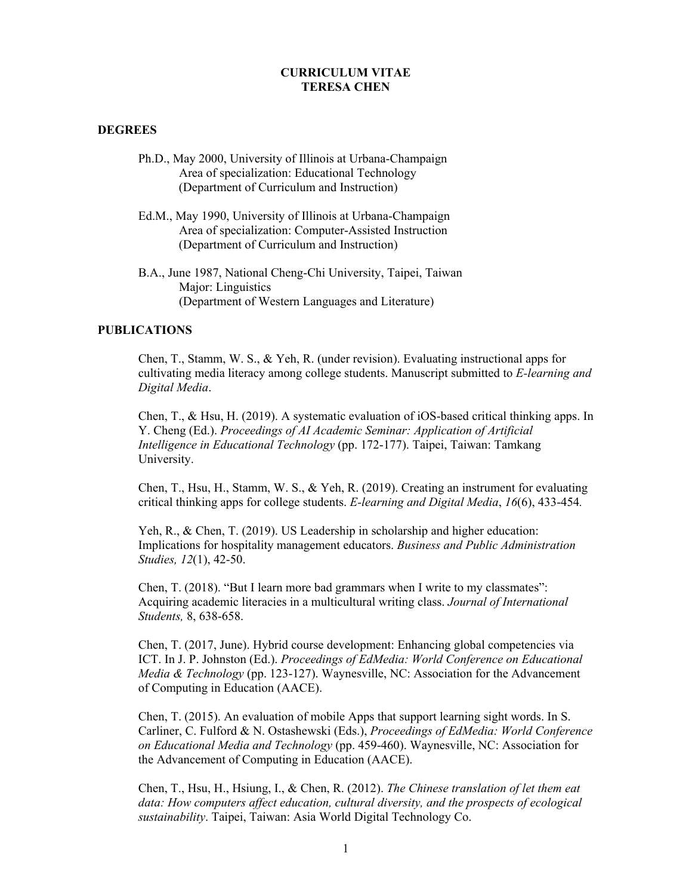# CURRICULUM VITAE
# TERESA CHEN

## DEGREES

Ph.D., May 2000, University of Illinois at Urbana-Champaign
Area of specialization: Educational Technology
(Department of Curriculum and Instruction)

Ed.M., May 1990, University of Illinois at Urbana-Champaign
Area of specialization: Computer-Assisted Instruction
(Department of Curriculum and Instruction)

B.A., June 1987, National Cheng-Chi University, Taipei, Taiwan
Major: Linguistics
(Department of Western Languages and Literature)

## PUBLICATIONS

Chen, T., Stamm, W. S., & Yeh, R. (under revision). Evaluating instructional apps for cultivating media literacy among college students. Manuscript submitted to *E-learning and Digital Media*.

Chen, T., & Hsu, H. (2019). A systematic evaluation of iOS-based critical thinking apps. In Y. Cheng (Ed.). *Proceedings of AI Academic Seminar: Application of Artificial Intelligence in Educational Technology* (pp. 172-177). Taipei, Taiwan: Tamkang University.

Chen, T., Hsu, H., Stamm, W. S., & Yeh, R. (2019). Creating an instrument for evaluating critical thinking apps for college students. *E-learning and Digital Media*, *16*(6), 433-454.

Yeh, R., & Chen, T. (2019). US Leadership in scholarship and higher education: Implications for hospitality management educators. *Business and Public Administration Studies, 12*(1), 42-50.

Chen, T. (2018). "But I learn more bad grammars when I write to my classmates": Acquiring academic literacies in a multicultural writing class. *Journal of International Students,* 8, 638-658.

Chen, T. (2017, June). Hybrid course development: Enhancing global competencies via ICT. In J. P. Johnston (Ed.). *Proceedings of EdMedia: World Conference on Educational Media & Technology* (pp. 123-127). Waynesville, NC: Association for the Advancement of Computing in Education (AACE).

Chen, T. (2015). An evaluation of mobile Apps that support learning sight words. In S. Carliner, C. Fulford & N. Ostashewski (Eds.), *Proceedings of EdMedia: World Conference on Educational Media and Technology* (pp. 459-460). Waynesville, NC: Association for the Advancement of Computing in Education (AACE).

Chen, T., Hsu, H., Hsiung, I., & Chen, R. (2012). *The Chinese translation of let them eat data: How computers affect education, cultural diversity, and the prospects of ecological sustainability*. Taipei, Taiwan: Asia World Digital Technology Co.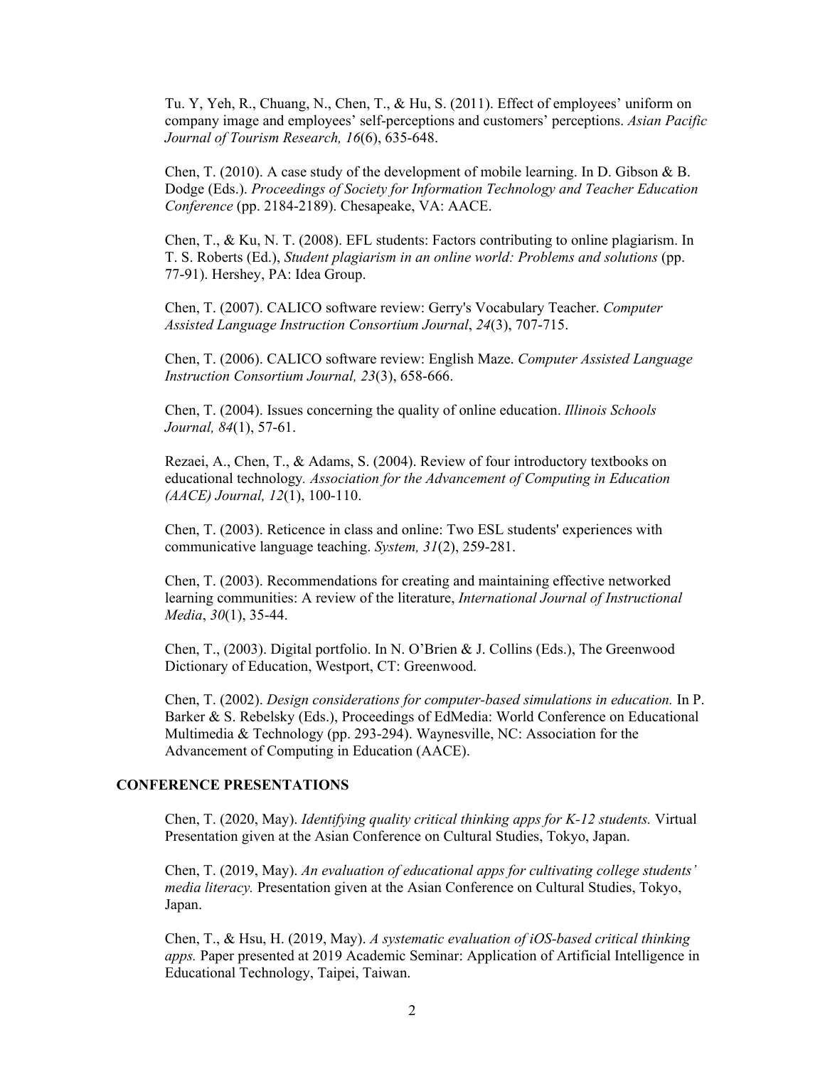Tu. Y, Yeh, R., Chuang, N., Chen, T., & Hu, S. (2011). Effect of employees' uniform on company image and employees' self-perceptions and customers' perceptions. *Asian Pacific Journal of Tourism Research, 16*(6), 635-648.

Chen, T. (2010). A case study of the development of mobile learning. In D. Gibson & B. Dodge (Eds.). *Proceedings of Society for Information Technology and Teacher Education Conference* (pp. 2184-2189). Chesapeake, VA: AACE.

Chen, T., & Ku, N. T. (2008). EFL students: Factors contributing to online plagiarism. In T. S. Roberts (Ed.), *Student plagiarism in an online world: Problems and solutions* (pp. 77-91). Hershey, PA: Idea Group.

Chen, T. (2007). CALICO software review: Gerry's Vocabulary Teacher. *Computer Assisted Language Instruction Consortium Journal*, *24*(3), 707-715.

Chen, T. (2006). CALICO software review: English Maze. *Computer Assisted Language Instruction Consortium Journal, 23*(3), 658-666.

Chen, T. (2004). Issues concerning the quality of online education. *Illinois Schools Journal, 84*(1), 57-61.

Rezaei, A., Chen, T., & Adams, S. (2004). Review of four introductory textbooks on educational technology*. Association for the Advancement of Computing in Education (AACE) Journal, 12*(1), 100-110.

Chen, T. (2003). Reticence in class and online: Two ESL students' experiences with communicative language teaching. *System, 31*(2), 259-281.

Chen, T. (2003). Recommendations for creating and maintaining effective networked learning communities: A review of the literature, *International Journal of Instructional Media*, *30*(1), 35-44.

Chen, T., (2003). Digital portfolio. In N. O'Brien & J. Collins (Eds.), The Greenwood Dictionary of Education, Westport, CT: Greenwood.

Chen, T. (2002). *Design considerations for computer-based simulations in education.* In P. Barker & S. Rebelsky (Eds.), Proceedings of EdMedia: World Conference on Educational Multimedia & Technology (pp. 293-294). Waynesville, NC: Association for the Advancement of Computing in Education (AACE).

## CONFERENCE PRESENTATIONS

Chen, T. (2020, May). *Identifying quality critical thinking apps for K-12 students.* Virtual Presentation given at the Asian Conference on Cultural Studies, Tokyo, Japan.

Chen, T. (2019, May). *An evaluation of educational apps for cultivating college students' media literacy.* Presentation given at the Asian Conference on Cultural Studies, Tokyo, Japan.

Chen, T., & Hsu, H. (2019, May). *A systematic evaluation of iOS-based critical thinking apps.* Paper presented at 2019 Academic Seminar: Application of Artificial Intelligence in Educational Technology, Taipei, Taiwan.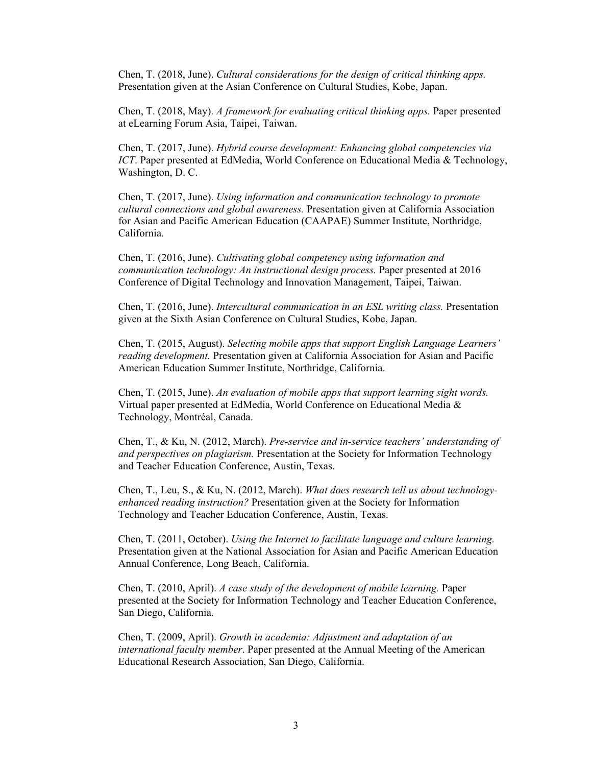Chen, T. (2018, June). *Cultural considerations for the design of critical thinking apps.* Presentation given at the Asian Conference on Cultural Studies, Kobe, Japan.

Chen, T. (2018, May). *A framework for evaluating critical thinking apps.* Paper presented at eLearning Forum Asia, Taipei, Taiwan.

Chen, T. (2017, June). *Hybrid course development: Enhancing global competencies via ICT*. Paper presented at EdMedia, World Conference on Educational Media & Technology, Washington, D. C.

Chen, T. (2017, June). *Using information and communication technology to promote cultural connections and global awareness.* Presentation given at California Association for Asian and Pacific American Education (CAAPAE) Summer Institute, Northridge, California.

Chen, T. (2016, June). *Cultivating global competency using information and communication technology: An instructional design process.* Paper presented at 2016 Conference of Digital Technology and Innovation Management, Taipei, Taiwan.

Chen, T. (2016, June). *Intercultural communication in an ESL writing class.* Presentation given at the Sixth Asian Conference on Cultural Studies, Kobe, Japan.

Chen, T. (2015, August). *Selecting mobile apps that support English Language Learners' reading development.* Presentation given at California Association for Asian and Pacific American Education Summer Institute, Northridge, California.

Chen, T. (2015, June). *An evaluation of mobile apps that support learning sight words.* Virtual paper presented at EdMedia, World Conference on Educational Media & Technology, Montréal, Canada.

Chen, T., & Ku, N. (2012, March). *Pre-service and in-service teachers' understanding of and perspectives on plagiarism.* Presentation at the Society for Information Technology and Teacher Education Conference, Austin, Texas.

Chen, T., Leu, S., & Ku, N. (2012, March). *What does research tell us about technology-enhanced reading instruction?* Presentation given at the Society for Information Technology and Teacher Education Conference, Austin, Texas.

Chen, T. (2011, October). *Using the Internet to facilitate language and culture learning.* Presentation given at the National Association for Asian and Pacific American Education Annual Conference, Long Beach, California.

Chen, T. (2010, April). *A case study of the development of mobile learning.* Paper presented at the Society for Information Technology and Teacher Education Conference, San Diego, California.

Chen, T. (2009, April). *Growth in academia: Adjustment and adaptation of an international faculty member*. Paper presented at the Annual Meeting of the American Educational Research Association, San Diego, California.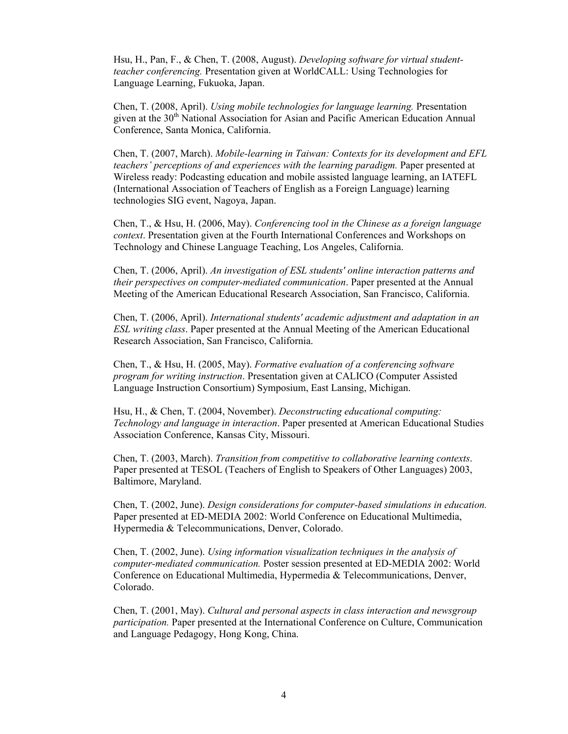Hsu, H., Pan, F., & Chen, T. (2008, August). *Developing software for virtual student-teacher conferencing.* Presentation given at WorldCALL: Using Technologies for Language Learning, Fukuoka, Japan.

Chen, T. (2008, April). *Using mobile technologies for language learning.* Presentation given at the 30th National Association for Asian and Pacific American Education Annual Conference, Santa Monica, California.

Chen, T. (2007, March). *Mobile-learning in Taiwan: Contexts for its development and EFL teachers' perceptions of and experiences with the learning paradigm.* Paper presented at Wireless ready: Podcasting education and mobile assisted language learning, an IATEFL (International Association of Teachers of English as a Foreign Language) learning technologies SIG event, Nagoya, Japan.

Chen, T., & Hsu, H. (2006, May). *Conferencing tool in the Chinese as a foreign language context*. Presentation given at the Fourth International Conferences and Workshops on Technology and Chinese Language Teaching, Los Angeles, California.

Chen, T. (2006, April). *An investigation of ESL students' online interaction patterns and their perspectives on computer-mediated communication*. Paper presented at the Annual Meeting of the American Educational Research Association, San Francisco, California.

Chen, T. (2006, April). *International students' academic adjustment and adaptation in an ESL writing class*. Paper presented at the Annual Meeting of the American Educational Research Association, San Francisco, California.

Chen, T., & Hsu, H. (2005, May). *Formative evaluation of a conferencing software program for writing instruction*. Presentation given at CALICO (Computer Assisted Language Instruction Consortium) Symposium, East Lansing, Michigan.

Hsu, H., & Chen, T. (2004, November). *Deconstructing educational computing: Technology and language in interaction*. Paper presented at American Educational Studies Association Conference, Kansas City, Missouri.

Chen, T. (2003, March). *Transition from competitive to collaborative learning contexts*. Paper presented at TESOL (Teachers of English to Speakers of Other Languages) 2003, Baltimore, Maryland.

Chen, T. (2002, June). *Design considerations for computer-based simulations in education.* Paper presented at ED-MEDIA 2002: World Conference on Educational Multimedia, Hypermedia & Telecommunications, Denver, Colorado.

Chen, T. (2002, June). *Using information visualization techniques in the analysis of computer-mediated communication.* Poster session presented at ED-MEDIA 2002: World Conference on Educational Multimedia, Hypermedia & Telecommunications, Denver, Colorado.

Chen, T. (2001, May). *Cultural and personal aspects in class interaction and newsgroup participation.* Paper presented at the International Conference on Culture, Communication and Language Pedagogy, Hong Kong, China.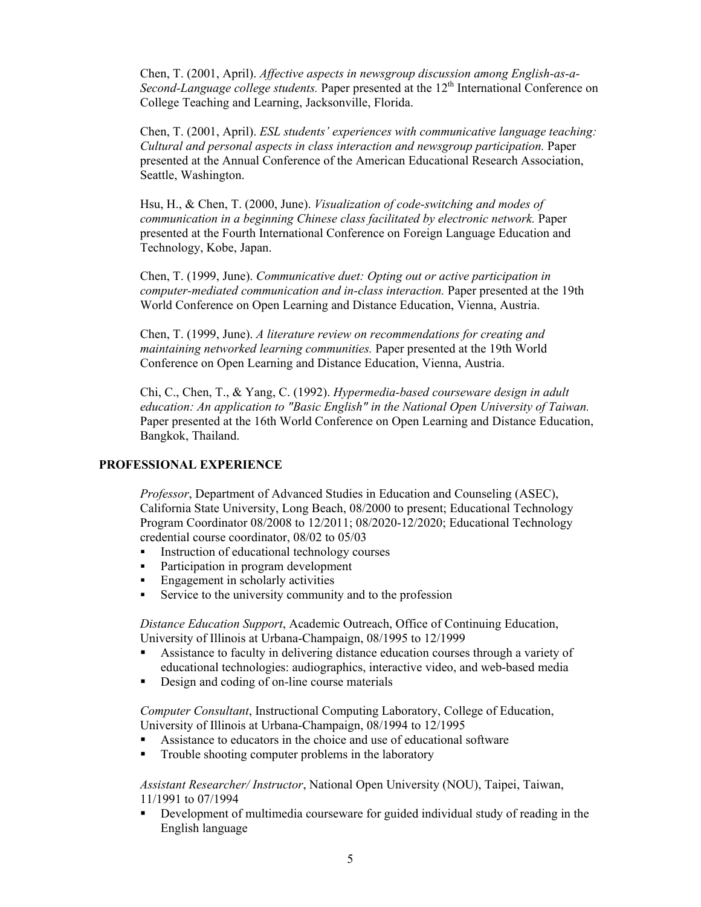Chen, T. (2001, April). *Affective aspects in newsgroup discussion among English-as-a-Second-Language college students.* Paper presented at the 12th International Conference on College Teaching and Learning, Jacksonville, Florida.

Chen, T. (2001, April). *ESL students' experiences with communicative language teaching: Cultural and personal aspects in class interaction and newsgroup participation.* Paper presented at the Annual Conference of the American Educational Research Association, Seattle, Washington.

Hsu, H., & Chen, T. (2000, June). *Visualization of code-switching and modes of communication in a beginning Chinese class facilitated by electronic network.* Paper presented at the Fourth International Conference on Foreign Language Education and Technology, Kobe, Japan.

Chen, T. (1999, June). *Communicative duet: Opting out or active participation in computer-mediated communication and in-class interaction.* Paper presented at the 19th World Conference on Open Learning and Distance Education, Vienna, Austria.

Chen, T. (1999, June). *A literature review on recommendations for creating and maintaining networked learning communities.* Paper presented at the 19th World Conference on Open Learning and Distance Education, Vienna, Austria.

Chi, C., Chen, T., & Yang, C. (1992). *Hypermedia-based courseware design in adult education: An application to "Basic English" in the National Open University of Taiwan.* Paper presented at the 16th World Conference on Open Learning and Distance Education, Bangkok, Thailand.

## PROFESSIONAL EXPERIENCE

*Professor*, Department of Advanced Studies in Education and Counseling (ASEC), California State University, Long Beach, 08/2000 to present; Educational Technology Program Coordinator 08/2008 to 12/2011; 08/2020-12/2020; Educational Technology credential course coordinator, 08/02 to 05/03

- Instruction of educational technology courses
- Participation in program development
- Engagement in scholarly activities
- Service to the university community and to the profession

*Distance Education Support*, Academic Outreach, Office of Continuing Education, University of Illinois at Urbana-Champaign, 08/1995 to 12/1999

- Assistance to faculty in delivering distance education courses through a variety of educational technologies: audiographics, interactive video, and web-based media
- Design and coding of on-line course materials

*Computer Consultant*, Instructional Computing Laboratory, College of Education, University of Illinois at Urbana-Champaign, 08/1994 to 12/1995

- Assistance to educators in the choice and use of educational software
- Trouble shooting computer problems in the laboratory

*Assistant Researcher/ Instructor*, National Open University (NOU), Taipei, Taiwan, 11/1991 to 07/1994

- Development of multimedia courseware for guided individual study of reading in the English language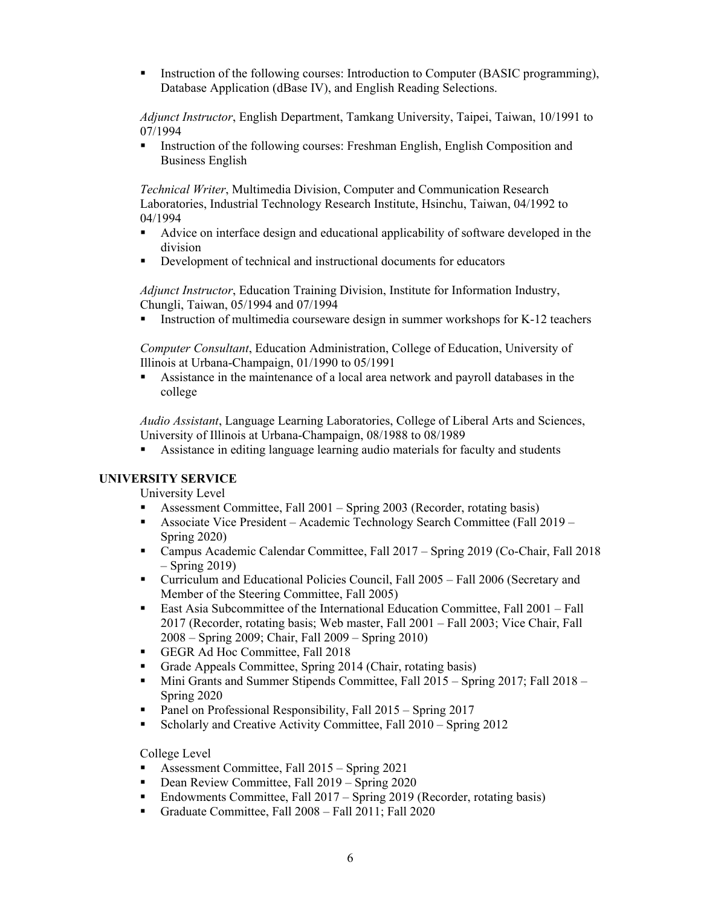- Instruction of the following courses: Introduction to Computer (BASIC programming), Database Application (dBase IV), and English Reading Selections.

*Adjunct Instructor*, English Department, Tamkang University, Taipei, Taiwan, 10/1991 to 07/1994

- Instruction of the following courses: Freshman English, English Composition and Business English

*Technical Writer*, Multimedia Division, Computer and Communication Research Laboratories, Industrial Technology Research Institute, Hsinchu, Taiwan, 04/1992 to 04/1994

- Advice on interface design and educational applicability of software developed in the division
- Development of technical and instructional documents for educators

*Adjunct Instructor*, Education Training Division, Institute for Information Industry, Chungli, Taiwan, 05/1994 and 07/1994

- Instruction of multimedia courseware design in summer workshops for K-12 teachers

*Computer Consultant*, Education Administration, College of Education, University of Illinois at Urbana-Champaign, 01/1990 to 05/1991

- Assistance in the maintenance of a local area network and payroll databases in the college

*Audio Assistant*, Language Learning Laboratories, College of Liberal Arts and Sciences, University of Illinois at Urbana-Champaign, 08/1988 to 08/1989

- Assistance in editing language learning audio materials for faculty and students

## UNIVERSITY SERVICE

University Level

- Assessment Committee, Fall 2001 – Spring 2003 (Recorder, rotating basis)
- Associate Vice President – Academic Technology Search Committee (Fall 2019 – Spring 2020)
- Campus Academic Calendar Committee, Fall 2017 – Spring 2019 (Co-Chair, Fall 2018 – Spring 2019)
- Curriculum and Educational Policies Council, Fall 2005 – Fall 2006 (Secretary and Member of the Steering Committee, Fall 2005)
- East Asia Subcommittee of the International Education Committee, Fall 2001 – Fall 2017 (Recorder, rotating basis; Web master, Fall 2001 – Fall 2003; Vice Chair, Fall 2008 – Spring 2009; Chair, Fall 2009 – Spring 2010)
- GEGR Ad Hoc Committee, Fall 2018
- Grade Appeals Committee, Spring 2014 (Chair, rotating basis)
- Mini Grants and Summer Stipends Committee, Fall 2015 – Spring 2017; Fall 2018 – Spring 2020
- Panel on Professional Responsibility, Fall 2015 – Spring 2017
- Scholarly and Creative Activity Committee, Fall 2010 – Spring 2012

College Level

- Assessment Committee, Fall 2015 – Spring 2021
- Dean Review Committee, Fall 2019 – Spring 2020
- Endowments Committee, Fall 2017 – Spring 2019 (Recorder, rotating basis)
- Graduate Committee, Fall 2008 – Fall 2011; Fall 2020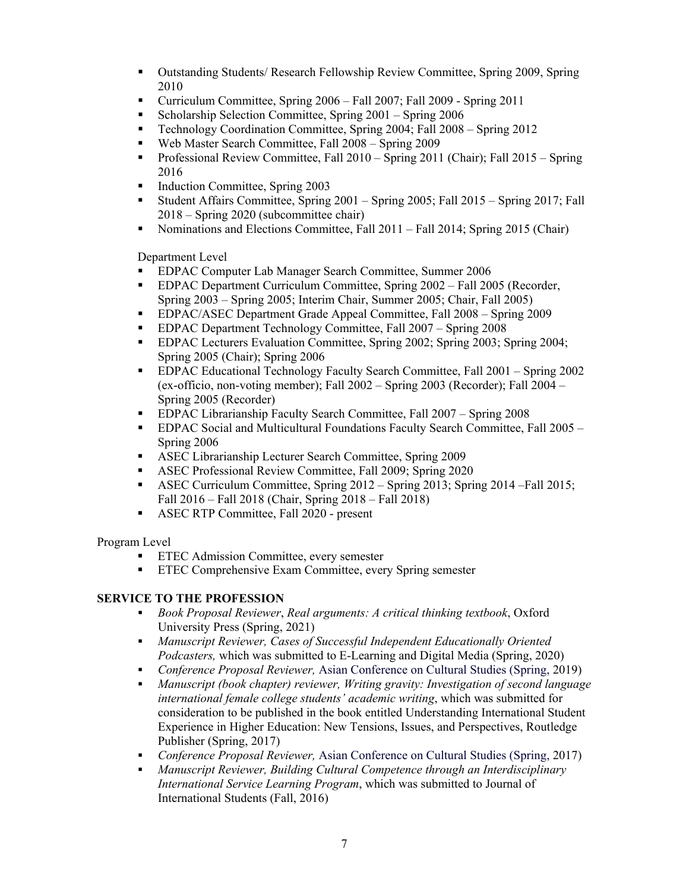- Outstanding Students/ Research Fellowship Review Committee, Spring 2009, Spring 2010
- Curriculum Committee, Spring 2006 – Fall 2007; Fall 2009 - Spring 2011
- Scholarship Selection Committee, Spring 2001 – Spring 2006
- Technology Coordination Committee, Spring 2004; Fall 2008 – Spring 2012
- Web Master Search Committee, Fall 2008 – Spring 2009
- Professional Review Committee, Fall 2010 – Spring 2011 (Chair); Fall 2015 – Spring 2016
- Induction Committee, Spring 2003
- Student Affairs Committee, Spring 2001 – Spring 2005; Fall 2015 – Spring 2017; Fall 2018 – Spring 2020 (subcommittee chair)
- Nominations and Elections Committee, Fall 2011 – Fall 2014; Spring 2015 (Chair)

Department Level

- EDPAC Computer Lab Manager Search Committee, Summer 2006
- EDPAC Department Curriculum Committee, Spring 2002 – Fall 2005 (Recorder, Spring 2003 – Spring 2005; Interim Chair, Summer 2005; Chair, Fall 2005)
- EDPAC/ASEC Department Grade Appeal Committee, Fall 2008 – Spring 2009
- EDPAC Department Technology Committee, Fall 2007 – Spring 2008
- EDPAC Lecturers Evaluation Committee, Spring 2002; Spring 2003; Spring 2004; Spring 2005 (Chair); Spring 2006
- EDPAC Educational Technology Faculty Search Committee, Fall 2001 – Spring 2002 (ex-officio, non-voting member); Fall 2002 – Spring 2003 (Recorder); Fall 2004 – Spring 2005 (Recorder)
- EDPAC Librarianship Faculty Search Committee, Fall 2007 – Spring 2008
- EDPAC Social and Multicultural Foundations Faculty Search Committee, Fall 2005 – Spring 2006
- ASEC Librarianship Lecturer Search Committee, Spring 2009
- ASEC Professional Review Committee, Fall 2009; Spring 2020
- ASEC Curriculum Committee, Spring 2012 – Spring 2013; Spring 2014 –Fall 2015; Fall 2016 – Fall 2018 (Chair, Spring 2018 – Fall 2018)
- ASEC RTP Committee, Fall 2020 - present

Program Level

- ETEC Admission Committee, every semester
- ETEC Comprehensive Exam Committee, every Spring semester

**SERVICE TO THE PROFESSION**

- *Book Proposal Reviewer*, *Real arguments: A critical thinking textbook*, Oxford University Press (Spring, 2021)
- *Manuscript Reviewer, Cases of Successful Independent Educationally Oriented Podcasters,* which was submitted to E-Learning and Digital Media (Spring, 2020)
- *Conference Proposal Reviewer,* Asian Conference on Cultural Studies (Spring, 2019)
- *Manuscript (book chapter) reviewer, Writing gravity: Investigation of second language international female college students' academic writing*, which was submitted for consideration to be published in the book entitled Understanding International Student Experience in Higher Education: New Tensions, Issues, and Perspectives, Routledge Publisher (Spring, 2017)
- *Conference Proposal Reviewer,* Asian Conference on Cultural Studies (Spring, 2017)
- *Manuscript Reviewer, Building Cultural Competence through an Interdisciplinary International Service Learning Program*, which was submitted to Journal of International Students (Fall, 2016)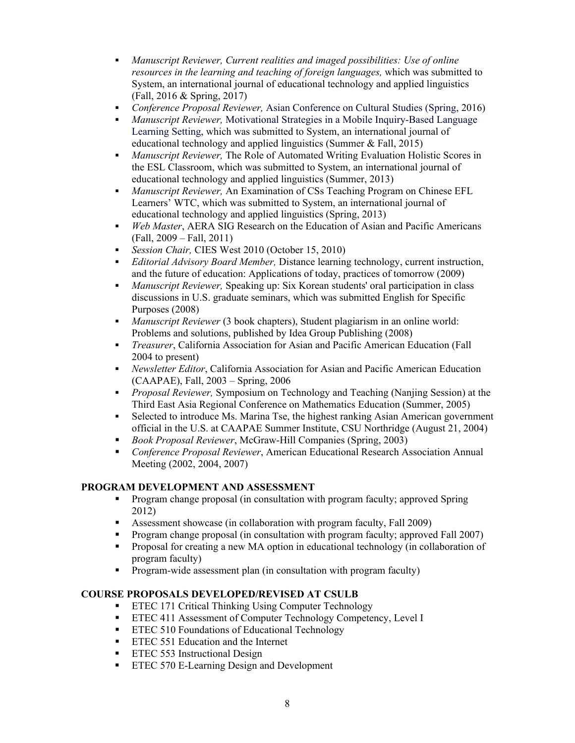- *Manuscript Reviewer, Current realities and imaged possibilities: Use of online resources in the learning and teaching of foreign languages,* which was submitted to System, an international journal of educational technology and applied linguistics (Fall, 2016 & Spring, 2017)
- *Conference Proposal Reviewer,* Asian Conference on Cultural Studies (Spring, 2016)
- *Manuscript Reviewer,* Motivational Strategies in a Mobile Inquiry-Based Language Learning Setting, which was submitted to System, an international journal of educational technology and applied linguistics (Summer & Fall, 2015)
- *Manuscript Reviewer,* The Role of Automated Writing Evaluation Holistic Scores in the ESL Classroom, which was submitted to System, an international journal of educational technology and applied linguistics (Summer, 2013)
- *Manuscript Reviewer,* An Examination of CSs Teaching Program on Chinese EFL Learners' WTC, which was submitted to System, an international journal of educational technology and applied linguistics (Spring, 2013)
- *Web Master*, AERA SIG Research on the Education of Asian and Pacific Americans (Fall, 2009 – Fall, 2011)
- *Session Chair,* CIES West 2010 (October 15, 2010)
- *Editorial Advisory Board Member,* Distance learning technology, current instruction, and the future of education: Applications of today, practices of tomorrow (2009)
- *Manuscript Reviewer,* Speaking up: Six Korean students' oral participation in class discussions in U.S. graduate seminars, which was submitted English for Specific Purposes (2008)
- *Manuscript Reviewer* (3 book chapters), Student plagiarism in an online world: Problems and solutions, published by Idea Group Publishing (2008)
- *Treasurer*, California Association for Asian and Pacific American Education (Fall 2004 to present)
- *Newsletter Editor*, California Association for Asian and Pacific American Education (CAAPAE), Fall, 2003 – Spring, 2006
- *Proposal Reviewer,* Symposium on Technology and Teaching (Nanjing Session) at the Third East Asia Regional Conference on Mathematics Education (Summer, 2005)
- Selected to introduce Ms. Marina Tse, the highest ranking Asian American government official in the U.S. at CAAPAE Summer Institute, CSU Northridge (August 21, 2004)
- *Book Proposal Reviewer*, McGraw-Hill Companies (Spring, 2003)
- *Conference Proposal Reviewer*, American Educational Research Association Annual Meeting (2002, 2004, 2007)

## PROGRAM DEVELOPMENT AND ASSESSMENT

- Program change proposal (in consultation with program faculty; approved Spring 2012)
- Assessment showcase (in collaboration with program faculty, Fall 2009)
- Program change proposal (in consultation with program faculty; approved Fall 2007)
- Proposal for creating a new MA option in educational technology (in collaboration of program faculty)
- Program-wide assessment plan (in consultation with program faculty)

## COURSE PROPOSALS DEVELOPED/REVISED AT CSULB

- ETEC 171 Critical Thinking Using Computer Technology
- ETEC 411 Assessment of Computer Technology Competency, Level I
- ETEC 510 Foundations of Educational Technology
- ETEC 551 Education and the Internet
- ETEC 553 Instructional Design
- ETEC 570 E-Learning Design and Development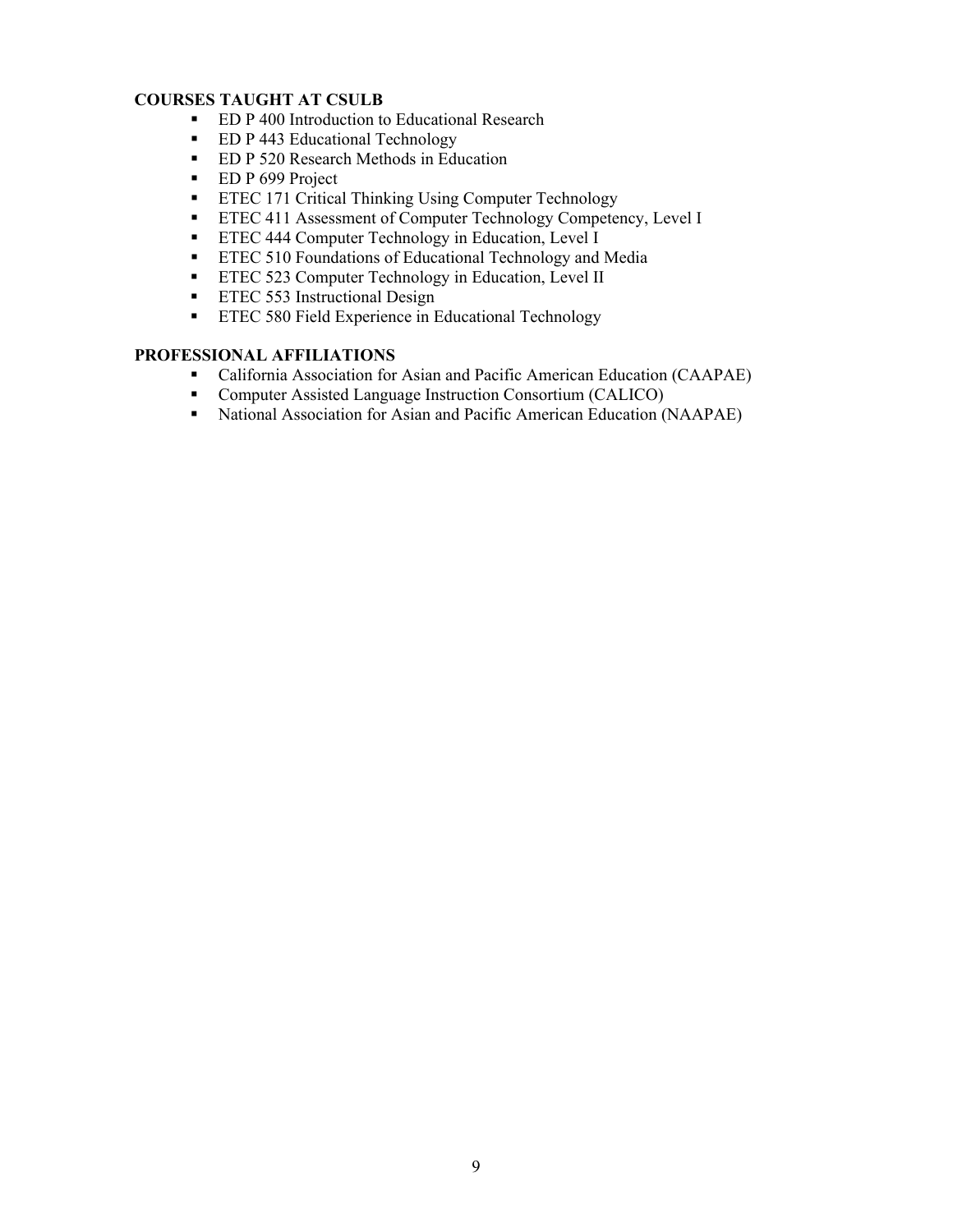**COURSES TAUGHT AT CSULB**

- ED P 400 Introduction to Educational Research
- ED P 443 Educational Technology
- ED P 520 Research Methods in Education
- ED P 699 Project
- ETEC 171 Critical Thinking Using Computer Technology
- ETEC 411 Assessment of Computer Technology Competency, Level I
- ETEC 444 Computer Technology in Education, Level I
- ETEC 510 Foundations of Educational Technology and Media
- ETEC 523 Computer Technology in Education, Level II
- ETEC 553 Instructional Design
- ETEC 580 Field Experience in Educational Technology

**PROFESSIONAL AFFILIATIONS**

- California Association for Asian and Pacific American Education (CAAPAE)
- Computer Assisted Language Instruction Consortium (CALICO)
- National Association for Asian and Pacific American Education (NAAPAE)